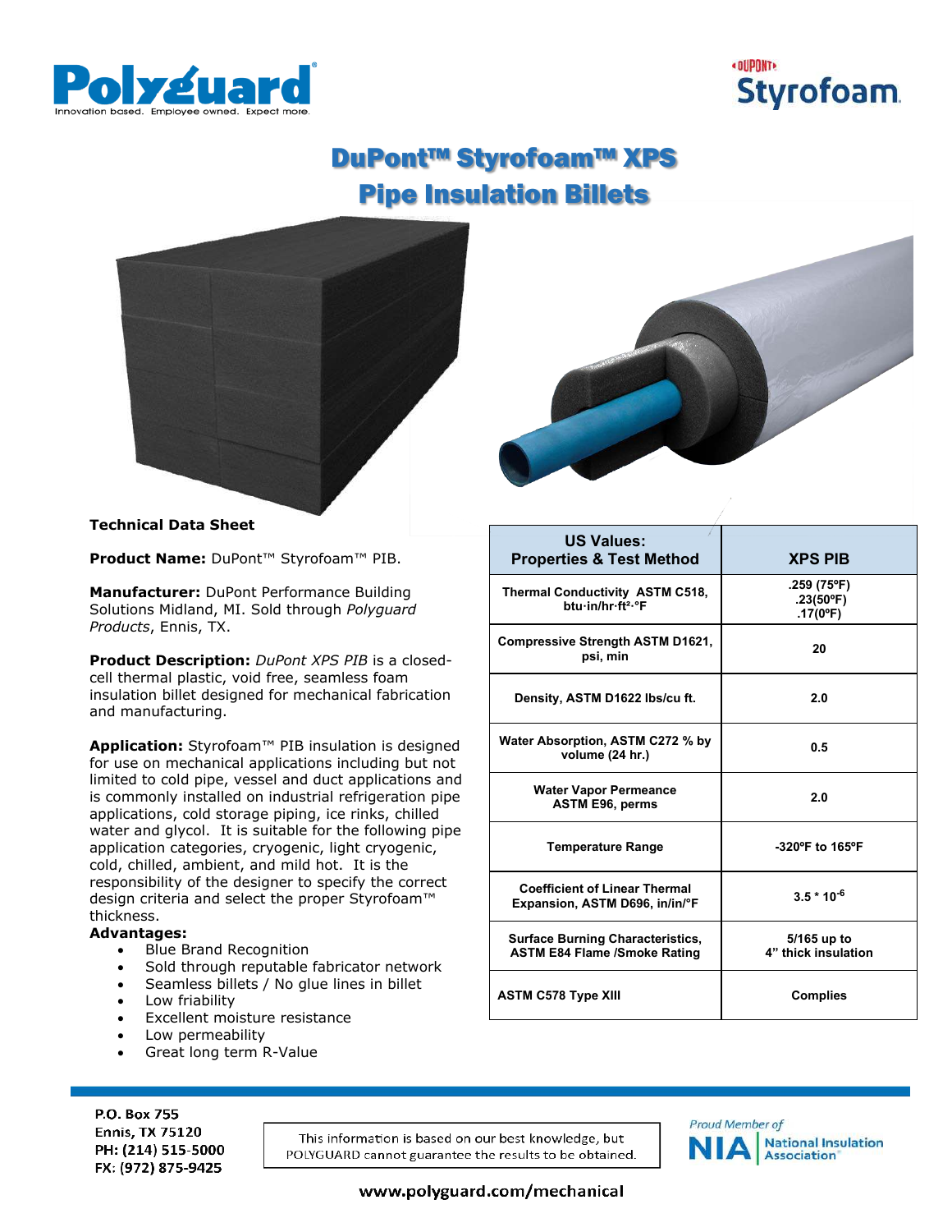# DuPont™ Styrofoam™ XPS Pipe Insulation Billets

**Technical Data Sheet**

**Product Name:** DuPont™ Styrofoam™ PIB.

**Manufacturer:** DuPont Performance Building Solutions Midland, MI. Sold through *Polyguard Products*, Ennis, TX.

**Product Description:** *DuPont XPS PIB* is a closed-cell thermal plastic, void free, seamless foam insulation billet designed for mechanical fabrication and manufacturing.

**Application:** Styrofoam™ PIB insulation is designed for use on mechanical applications including but not limited to cold pipe, vessel and duct applications and is commonly installed on industrial refrigeration pipe applications, cold storage piping, ice rinks, chilled water and glycol. It is suitable for the following pipe application categories, cryogenic, light cryogenic, cold, chilled, ambient, and mild hot. It is the responsibility of the designer to specify the correct design criteria and select the proper Styrofoam™ thickness.

**Advantages:**

- Blue Brand Recognition
- Sold through reputable fabricator network
- Seamless billets / No glue lines in billet
- Low friability
- Excellent moisture resistance
- Low permeability
- Great long term R-Value

| US Values: Properties & Test Method | XPS PIB |
|---|---|
| Thermal Conductivity ASTM C518, btu·in/hr·ft²·°F | .259 (75ºF) .23(50ºF) .17(0ºF) |
| Compressive Strength ASTM D1621, psi, min | 20 |
| Density, ASTM D1622 lbs/cu ft. | 2.0 |
| Water Absorption, ASTM C272 % by volume (24 hr.) | 0.5 |
| Water Vapor Permeance ASTM E96, perms | 2.0 |
| Temperature Range | -320ºF to 165ºF |
| Coefficient of Linear Thermal Expansion, ASTM D696, in/in/°F | $3.5 * 10^{-6}$ |
| Surface Burning Characteristics, ASTM E84 Flame /Smoke Rating | 5/165 up to 4" thick insulation |
| ASTM C578 Type XIII | Complies |

P.O. Box 755
Ennis, TX 75120
PH: (214) 515-5000
FX: (972) 875-9425

This information is based on our best knowledge, but POLYGUARD cannot guarantee the results to be obtained.

Proud Member of NIA National Insulation Association

www.polyguard.com/mechanical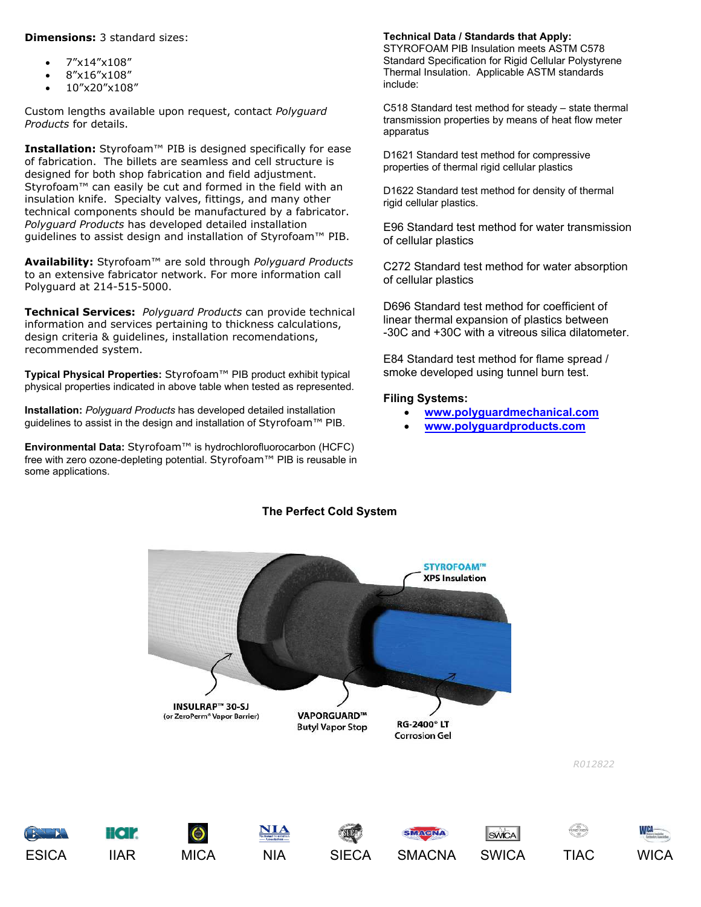**Dimensions:** 3 standard sizes:

- 7"x14"x108"
- 8"x16"x108"
- 10"x20"x108"

Custom lengths available upon request, contact *Polyguard Products* for details.

**Installation:** Styrofoam™ PIB is designed specifically for ease of fabrication. The billets are seamless and cell structure is designed for both shop fabrication and field adjustment. Styrofoam™ can easily be cut and formed in the field with an insulation knife. Specialty valves, fittings, and many other technical components should be manufactured by a fabricator. *Polyguard Products* has developed detailed installation guidelines to assist design and installation of Styrofoam™ PIB.

**Availability:** Styrofoam™ are sold through *Polyguard Products* to an extensive fabricator network. For more information call Polyguard at 214-515-5000.

**Technical Services:** *Polyguard Products* can provide technical information and services pertaining to thickness calculations, design criteria & guidelines, installation recomendations, recommended system.

**Typical Physical Properties:** Styrofoam™ PIB product exhibit typical physical properties indicated in above table when tested as represented.

**Installation:** *Polyguard Products* has developed detailed installation guidelines to assist in the design and installation of Styrofoam™ PIB.

**Environmental Data:** Styrofoam™ is hydrochlorofluorocarbon (HCFC) free with zero ozone-depleting potential. Styrofoam™ PIB is reusable in some applications.

**Technical Data / Standards that Apply:**
STYROFOAM PIB Insulation meets ASTM C578 Standard Specification for Rigid Cellular Polystyrene Thermal Insulation. Applicable ASTM standards include:

C518 Standard test method for steady – state thermal transmission properties by means of heat flow meter apparatus

D1621 Standard test method for compressive properties of thermal rigid cellular plastics

D1622 Standard test method for density of thermal rigid cellular plastics.

E96 Standard test method for water transmission of cellular plastics

C272 Standard test method for water absorption of cellular plastics

D696 Standard test method for coefficient of linear thermal expansion of plastics between -30C and +30C with a vitreous silica dilatometer.

E84 Standard test method for flame spread / smoke developed using tunnel burn test.

**Filing Systems:**

- www.polyguardmechanical.com
- www.polyguardproducts.com

**The Perfect Cold System**

STYROFOAM™ XPS Insulation

INSULRAP™ 30-SJ (or ZeroPerm® Vapor Barrier)

VAPORGUARD™ Butyl Vapor Stop

RG-2400® LT Corrosion Gel

R012822

ESICA IIAR MICA NIA SIECA SMACNA SWICA TIAC WICA